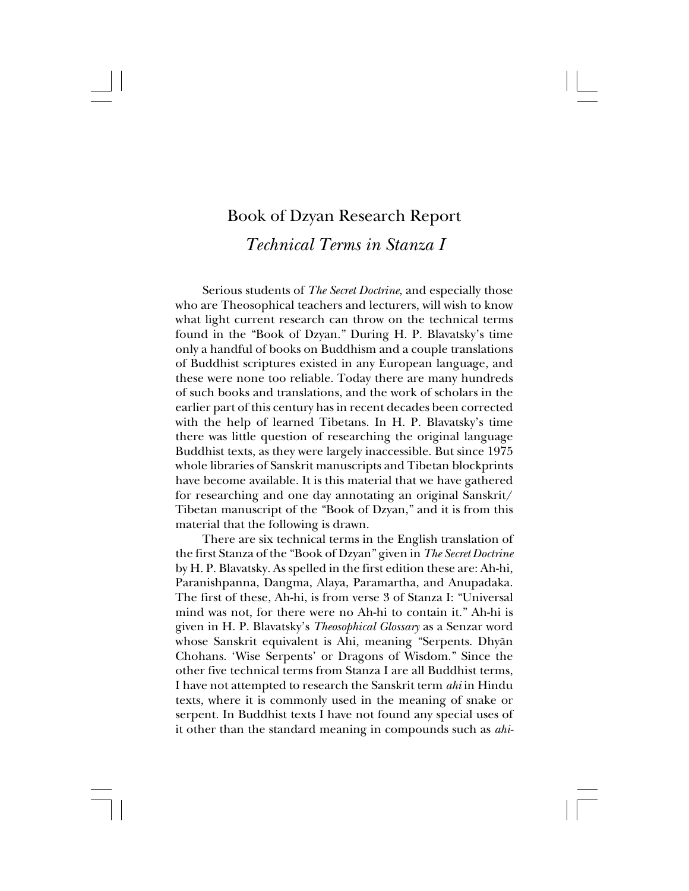# Book of Dzyan Research Report

## *Technical Terms in Stanza I*

Serious students of *The Secret Doctrine*, and especially those who are Theosophical teachers and lecturers, will wish to know what light current research can throw on the technical terms found in the "Book of Dzyan." During H. P. Blavatsky's time only a handful of books on Buddhism and a couple translations of Buddhist scriptures existed in any European language, and these were none too reliable. Today there are many hundreds of such books and translations, and the work of scholars in the earlier part of this century has in recent decades been corrected with the help of learned Tibetans. In H. P. Blavatsky's time there was little question of researching the original language Buddhist texts, as they were largely inaccessible. But since 1975 whole libraries of Sanskrit manuscripts and Tibetan blockprints have become available. It is this material that we have gathered for researching and one day annotating an original Sanskrit/ Tibetan manuscript of the "Book of Dzyan," and it is from this material that the following is drawn.

There are six technical terms in the English translation of the first Stanza of the "Book of Dzyan" given in *The Secret Doctrine* by H. P. Blavatsky. As spelled in the first edition these are: Ah-hi, Paranishpanna, Dangma, Alaya, Paramartha, and Anupadaka. The first of these, Ah-hi, is from verse 3 of Stanza I: "Universal mind was not, for there were no Ah-hi to contain it." Ah-hi is given in H. P. Blavatsky's *Theosophical Glossary* as a Senzar word whose Sanskrit equivalent is Ahi, meaning "Serpents. Dhyān Chohans. 'Wise Serpents' or Dragons of Wisdom." Since the other five technical terms from Stanza I are all Buddhist terms, I have not attempted to research the Sanskrit term *ahi* in Hindu texts, where it is commonly used in the meaning of snake or serpent. In Buddhist texts I have not found any special uses of it other than the standard meaning in compounds such as *ahi-*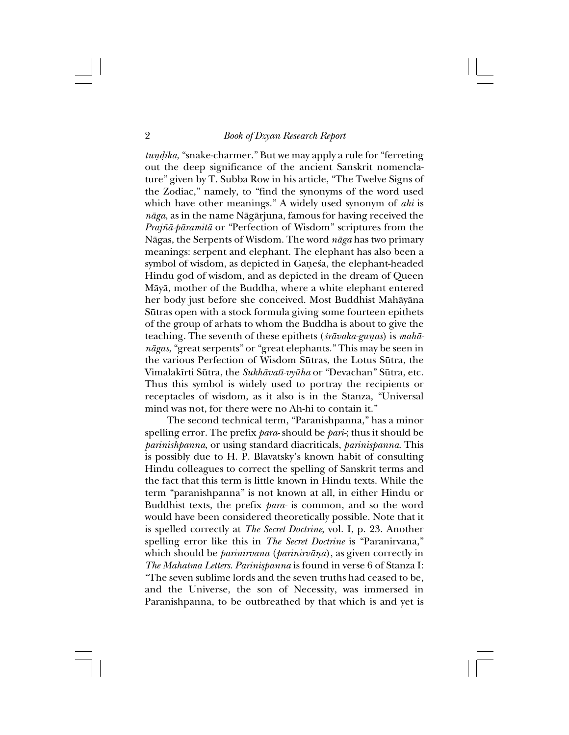*tuṇḍika*, "snake-charmer." But we may apply a rule for "ferreting out the deep significance of the ancient Sanskrit nomenclature" given by T. Subba Row in his article, "The Twelve Signs of the Zodiac," namely, to "find the synonyms of the word used which have other meanings." A widely used synonym of *ahi* is *nāga*, as in the name Nāgārjuna, famous for having received the *Prajñā-pāramitā* or "Perfection of Wisdom" scriptures from the Nāgas, the Serpents of Wisdom. The word *nāga* has two primary meanings: serpent and elephant. The elephant has also been a symbol of wisdom, as depicted in Gaṇeśa, the elephant-headed Hindu god of wisdom, and as depicted in the dream of Queen Māyā, mother of the Buddha, where a white elephant entered her body just before she conceived. Most Buddhist Mahāyāna Sūtras open with a stock formula giving some fourteen epithets of the group of arhats to whom the Buddha is about to give the teaching. The seventh of these epithets (*śrāvaka-guṇas*) is *mahā-nāgas*, "great serpents" or "great elephants." This may be seen in the various Perfection of Wisdom Sūtras, the Lotus Sūtra, the Vimalakīrti Sūtra, the *Sukhāvatī-vyūha* or "Devachan" Sūtra, etc. Thus this symbol is widely used to portray the recipients or receptacles of wisdom, as it also is in the Stanza, "Universal mind was not, for there were no Ah-hi to contain it."

The second technical term, "Paranishpanna," has a minor spelling error. The prefix *para-* should be *pari-*; thus it should be *parinishpanna*, or using standard diacriticals, *pariniṣpanna*. This is possibly due to H. P. Blavatsky's known habit of consulting Hindu colleagues to correct the spelling of Sanskrit terms and the fact that this term is little known in Hindu texts. While the term "paranishpanna" is not known at all, in either Hindu or Buddhist texts, the prefix *para-* is common, and so the word would have been considered theoretically possible. Note that it is spelled correctly at *The Secret Doctrine*, vol. I, p. 23. Another spelling error like this in *The Secret Doctrine* is "Paranirvana," which should be *parinirvana* (*parinirvāṇa*), as given correctly in *The Mahatma Letters*. *Pariniṣpanna* is found in verse 6 of Stanza I: "The seven sublime lords and the seven truths had ceased to be, and the Universe, the son of Necessity, was immersed in Paranishpanna, to be outbreathed by that which is and yet is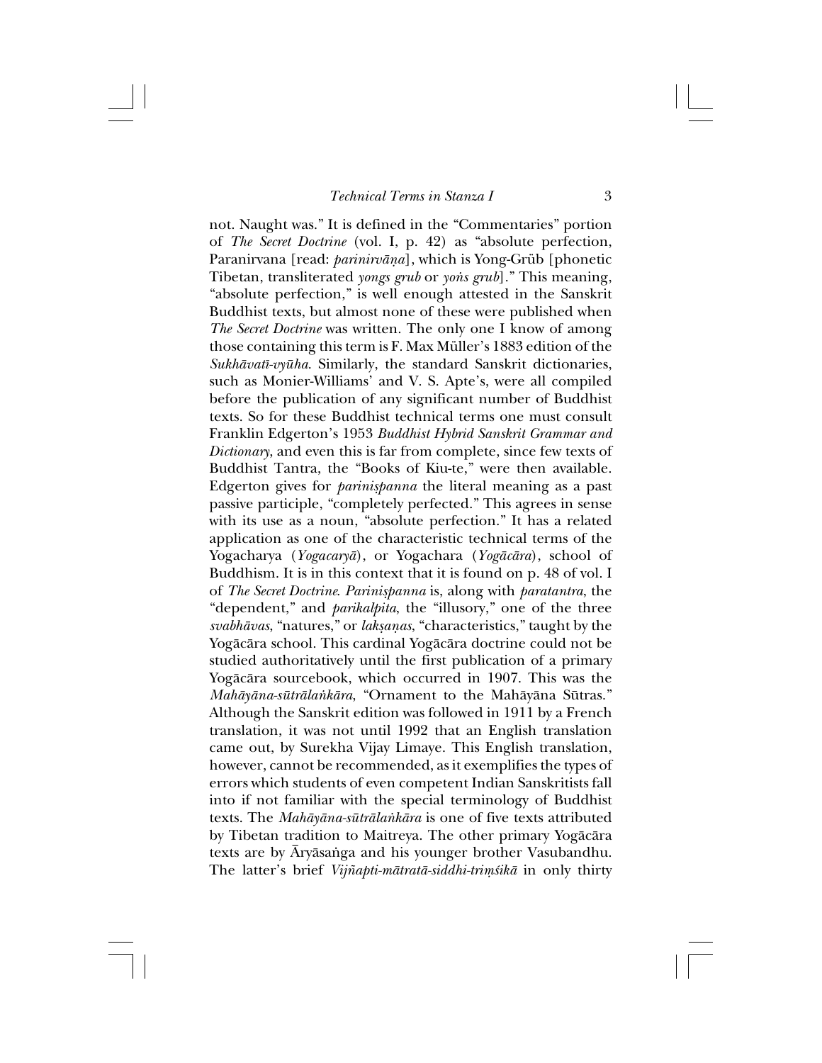not. Naught was." It is defined in the "Commentaries" portion of *The Secret Doctrine* (vol. I, p. 42) as "absolute perfection, Paranirvana [read: *parinirvāṇa*], which is Yong-Grüb [phonetic Tibetan, transliterated *yongs grub* or *yoṅs grub*]." This meaning, "absolute perfection," is well enough attested in the Sanskrit Buddhist texts, but almost none of these were published when *The Secret Doctrine* was written. The only one I know of among those containing this term is F. Max Müller's 1883 edition of the *Sukhāvatī-vyūha*. Similarly, the standard Sanskrit dictionaries, such as Monier-Williams' and V. S. Apte's, were all compiled before the publication of any significant number of Buddhist texts. So for these Buddhist technical terms one must consult Franklin Edgerton's 1953 *Buddhist Hybrid Sanskrit Grammar and Dictionary*, and even this is far from complete, since few texts of Buddhist Tantra, the "Books of Kiu-te," were then available. Edgerton gives for *pariniṣpanna* the literal meaning as a past passive participle, "completely perfected." This agrees in sense with its use as a noun, "absolute perfection." It has a related application as one of the characteristic technical terms of the Yogacharya (*Yogacaryā*), or Yogachara (*Yogācāra*), school of Buddhism. It is in this context that it is found on p. 48 of vol. I of *The Secret Doctrine*. *Pariniṣpanna* is, along with *paratantra*, the "dependent," and *parikalpita*, the "illusory," one of the three *svabhāvas*, "natures," or *lakṣaṇas*, "characteristics," taught by the Yogācāra school. This cardinal Yogācāra doctrine could not be studied authoritatively until the first publication of a primary Yogācāra sourcebook, which occurred in 1907. This was the *Mahāyāna-sūtrālaṅkāra*, "Ornament to the Mahāyāna Sūtras." Although the Sanskrit edition was followed in 1911 by a French translation, it was not until 1992 that an English translation came out, by Surekha Vijay Limaye. This English translation, however, cannot be recommended, as it exemplifies the types of errors which students of even competent Indian Sanskritists fall into if not familiar with the special terminology of Buddhist texts. The *Mahāyāna-sūtrālaṅkāra* is one of five texts attributed by Tibetan tradition to Maitreya. The other primary Yogācāra texts are by Āryāsaṅga and his younger brother Vasubandhu. The latter's brief *Vijñapti-mātratā-siddhi-triṃśikā* in only thirty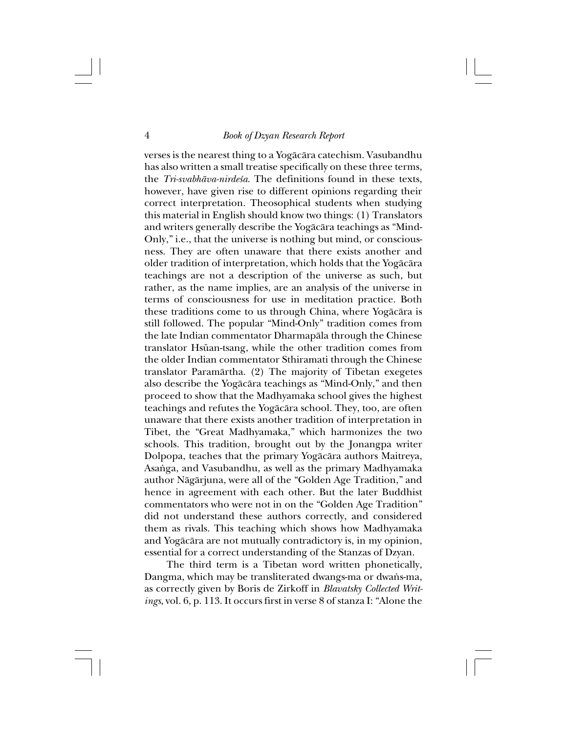verses is the nearest thing to a Yogācāra catechism. Vasubandhu has also written a small treatise specifically on these three terms, the *Tri-svabhāva-nirdeśa*. The definitions found in these texts, however, have given rise to different opinions regarding their correct interpretation. Theosophical students when studying this material in English should know two things: (1) Translators and writers generally describe the Yogācāra teachings as "Mind-Only," i.e., that the universe is nothing but mind, or consciousness. They are often unaware that there exists another and older tradition of interpretation, which holds that the Yogācāra teachings are not a description of the universe as such, but rather, as the name implies, are an analysis of the universe in terms of consciousness for use in meditation practice. Both these traditions come to us through China, where Yogācāra is still followed. The popular "Mind-Only" tradition comes from the late Indian commentator Dharmapāla through the Chinese translator Hsüan-tsang, while the other tradition comes from the older Indian commentator Sthiramati through the Chinese translator Paramārtha. (2) The majority of Tibetan exegetes also describe the Yogācāra teachings as "Mind-Only," and then proceed to show that the Madhyamaka school gives the highest teachings and refutes the Yogācāra school. They, too, are often unaware that there exists another tradition of interpretation in Tibet, the "Great Madhyamaka," which harmonizes the two schools. This tradition, brought out by the Jonangpa writer Dolpopa, teaches that the primary Yogācāra authors Maitreya, Asaṅga, and Vasubandhu, as well as the primary Madhyamaka author Nāgārjuna, were all of the "Golden Age Tradition," and hence in agreement with each other. But the later Buddhist commentators who were not in on the "Golden Age Tradition" did not understand these authors correctly, and considered them as rivals. This teaching which shows how Madhyamaka and Yogācāra are not mutually contradictory is, in my opinion, essential for a correct understanding of the Stanzas of Dzyan.

The third term is a Tibetan word written phonetically, Dangma, which may be transliterated dwangs-ma or dwaṅs-ma, as correctly given by Boris de Zirkoff in *Blavatsky Collected Writings*, vol. 6, p. 113. It occurs first in verse 8 of stanza I: "Alone the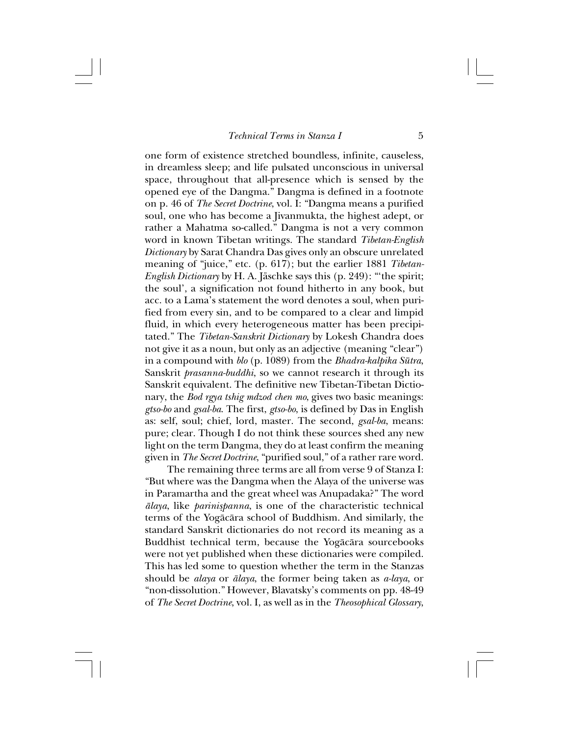one form of existence stretched boundless, infinite, causeless, in dreamless sleep; and life pulsated unconscious in universal space, throughout that all-presence which is sensed by the opened eye of the Dangma." Dangma is defined in a footnote on p. 46 of *The Secret Doctrine*, vol. I: "Dangma means a purified soul, one who has become a Jivanmukta, the highest adept, or rather a Mahatma so-called." Dangma is not a very common word in known Tibetan writings. The standard *Tibetan-English Dictionary* by Sarat Chandra Das gives only an obscure unrelated meaning of "juice," etc. (p. 617); but the earlier 1881 *Tibetan-English Dictionary* by H. A. Jäschke says this (p. 249): "'the spirit; the soul', a signification not found hitherto in any book, but acc. to a Lama's statement the word denotes a soul, when purified from every sin, and to be compared to a clear and limpid fluid, in which every heterogeneous matter has been precipitated." The *Tibetan-Sanskrit Dictionary* by Lokesh Chandra does not give it as a noun, but only as an adjective (meaning "clear") in a compound with *blo* (p. 1089) from the *Bhadra-kalpika Sūtra*, Sanskrit *prasanna-buddhi*, so we cannot research it through its Sanskrit equivalent. The definitive new Tibetan-Tibetan Dictionary, the *Bod rgya tshig mdzod chen mo*, gives two basic meanings: *gtso-bo* and *gsal-ba*. The first, *gtso-bo*, is defined by Das in English as: self, soul; chief, lord, master. The second, *gsal-ba*, means: pure; clear. Though I do not think these sources shed any new light on the term Dangma, they do at least confirm the meaning given in *The Secret Doctrine*, "purified soul," of a rather rare word.

The remaining three terms are all from verse 9 of Stanza I: "But where was the Dangma when the Alaya of the universe was in Paramartha and the great wheel was Anupadaka?" The word *ālaya*, like *pariniṣpanna*, is one of the characteristic technical terms of the Yogācāra school of Buddhism. And similarly, the standard Sanskrit dictionaries do not record its meaning as a Buddhist technical term, because the Yogācāra sourcebooks were not yet published when these dictionaries were compiled. This has led some to question whether the term in the Stanzas should be *alaya* or *ālaya*, the former being taken as *a-laya*, or "non-dissolution." However, Blavatsky's comments on pp. 48-49 of *The Secret Doctrine*, vol. I, as well as in the *Theosophical Glossary*,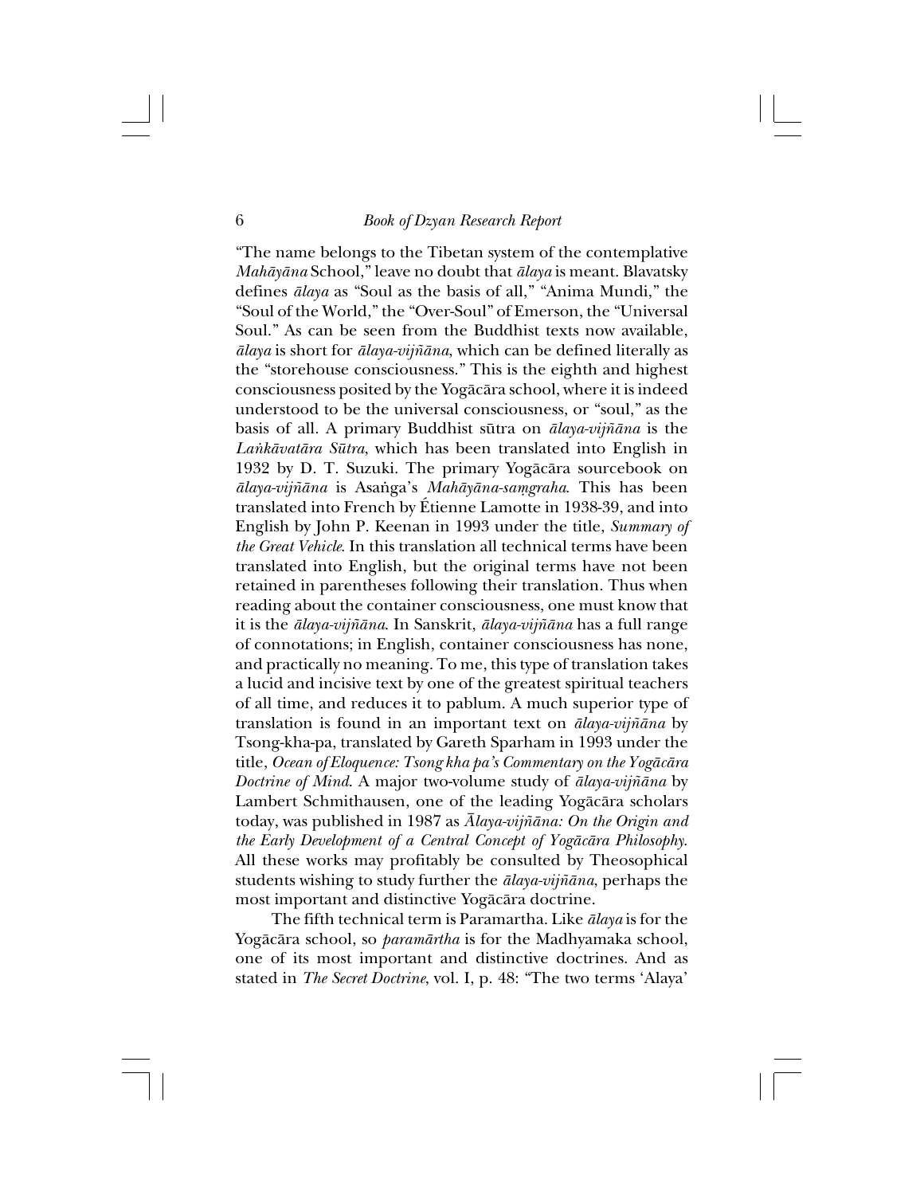"The name belongs to the Tibetan system of the contemplative *Mahāyāna* School," leave no doubt that *ālaya* is meant. Blavatsky defines *ālaya* as "Soul as the basis of all," "Anima Mundi," the "Soul of the World," the "Over-Soul" of Emerson, the "Universal Soul." As can be seen from the Buddhist texts now available, *ālaya* is short for *ālaya-vijñāna*, which can be defined literally as the "storehouse consciousness." This is the eighth and highest consciousness posited by the Yogācāra school, where it is indeed understood to be the universal consciousness, or "soul," as the basis of all. A primary Buddhist sūtra on *ālaya-vijñāna* is the *Laṅkāvatāra Sūtra*, which has been translated into English in 1932 by D. T. Suzuki. The primary Yogācāra sourcebook on *ālaya-vijñāna* is Asaṅga's *Mahāyāna-saṃgraha*. This has been translated into French by Étienne Lamotte in 1938-39, and into English by John P. Keenan in 1993 under the title, *Summary of the Great Vehicle*. In this translation all technical terms have been translated into English, but the original terms have not been retained in parentheses following their translation. Thus when reading about the container consciousness, one must know that it is the *ālaya-vijñāna*. In Sanskrit, *ālaya-vijñāna* has a full range of connotations; in English, container consciousness has none, and practically no meaning. To me, this type of translation takes a lucid and incisive text by one of the greatest spiritual teachers of all time, and reduces it to pablum. A much superior type of translation is found in an important text on *ālaya-vijñāna* by Tsong-kha-pa, translated by Gareth Sparham in 1993 under the title, *Ocean of Eloquence: Tsong kha pa's Commentary on the Yogācāra Doctrine of Mind*. A major two-volume study of *ālaya-vijñāna* by Lambert Schmithausen, one of the leading Yogācāra scholars today, was published in 1987 as *Ālaya-vijñāna: On the Origin and the Early Development of a Central Concept of Yogācāra Philosophy*. All these works may profitably be consulted by Theosophical students wishing to study further the *ālaya-vijñāna*, perhaps the most important and distinctive Yogācāra doctrine.

The fifth technical term is Paramartha. Like *ālaya* is for the Yogācāra school, so *paramārtha* is for the Madhyamaka school, one of its most important and distinctive doctrines. And as stated in *The Secret Doctrine*, vol. I, p. 48: "The two terms 'Alaya'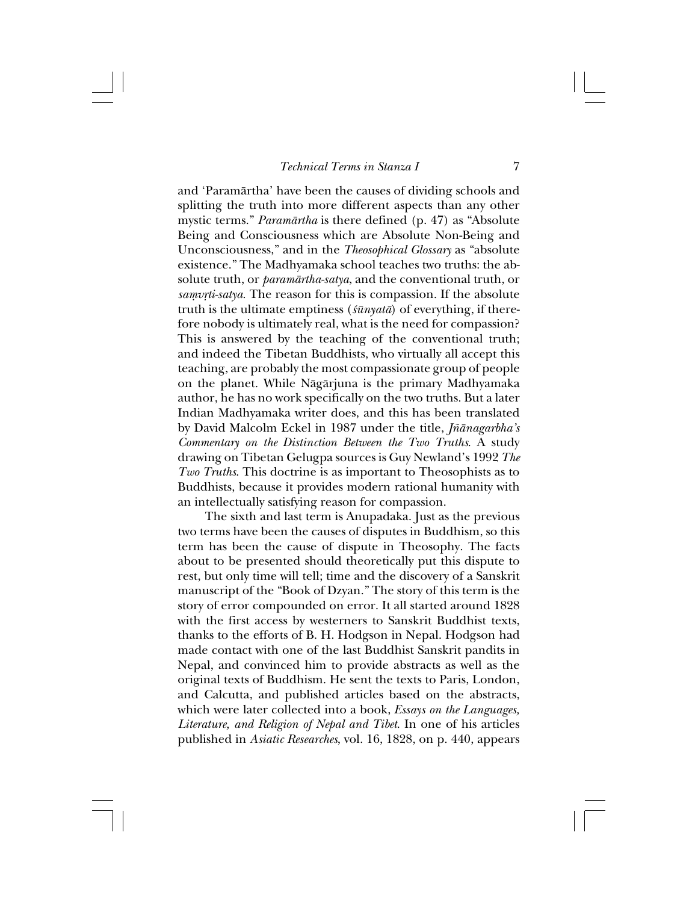and 'Paramārtha' have been the causes of dividing schools and splitting the truth into more different aspects than any other mystic terms." *Paramārtha* is there defined (p. 47) as "Absolute Being and Consciousness which are Absolute Non-Being and Unconsciousness," and in the *Theosophical Glossary* as "absolute existence." The Madhyamaka school teaches two truths: the absolute truth, or *paramārtha-satya*, and the conventional truth, or *saṃvṛti-satya*. The reason for this is compassion. If the absolute truth is the ultimate emptiness (*śūnyatā*) of everything, if therefore nobody is ultimately real, what is the need for compassion? This is answered by the teaching of the conventional truth; and indeed the Tibetan Buddhists, who virtually all accept this teaching, are probably the most compassionate group of people on the planet. While Nāgārjuna is the primary Madhyamaka author, he has no work specifically on the two truths. But a later Indian Madhyamaka writer does, and this has been translated by David Malcolm Eckel in 1987 under the title, *Jñānagarbha's Commentary on the Distinction Between the Two Truths*. A study drawing on Tibetan Gelugpa sources is Guy Newland's 1992 *The Two Truths*. This doctrine is as important to Theosophists as to Buddhists, because it provides modern rational humanity with an intellectually satisfying reason for compassion.

The sixth and last term is Anupadaka. Just as the previous two terms have been the causes of disputes in Buddhism, so this term has been the cause of dispute in Theosophy. The facts about to be presented should theoretically put this dispute to rest, but only time will tell; time and the discovery of a Sanskrit manuscript of the "Book of Dzyan." The story of this term is the story of error compounded on error. It all started around 1828 with the first access by westerners to Sanskrit Buddhist texts, thanks to the efforts of B. H. Hodgson in Nepal. Hodgson had made contact with one of the last Buddhist Sanskrit pandits in Nepal, and convinced him to provide abstracts as well as the original texts of Buddhism. He sent the texts to Paris, London, and Calcutta, and published articles based on the abstracts, which were later collected into a book, *Essays on the Languages, Literature, and Religion of Nepal and Tibet*. In one of his articles published in *Asiatic Researches*, vol. 16, 1828, on p. 440, appears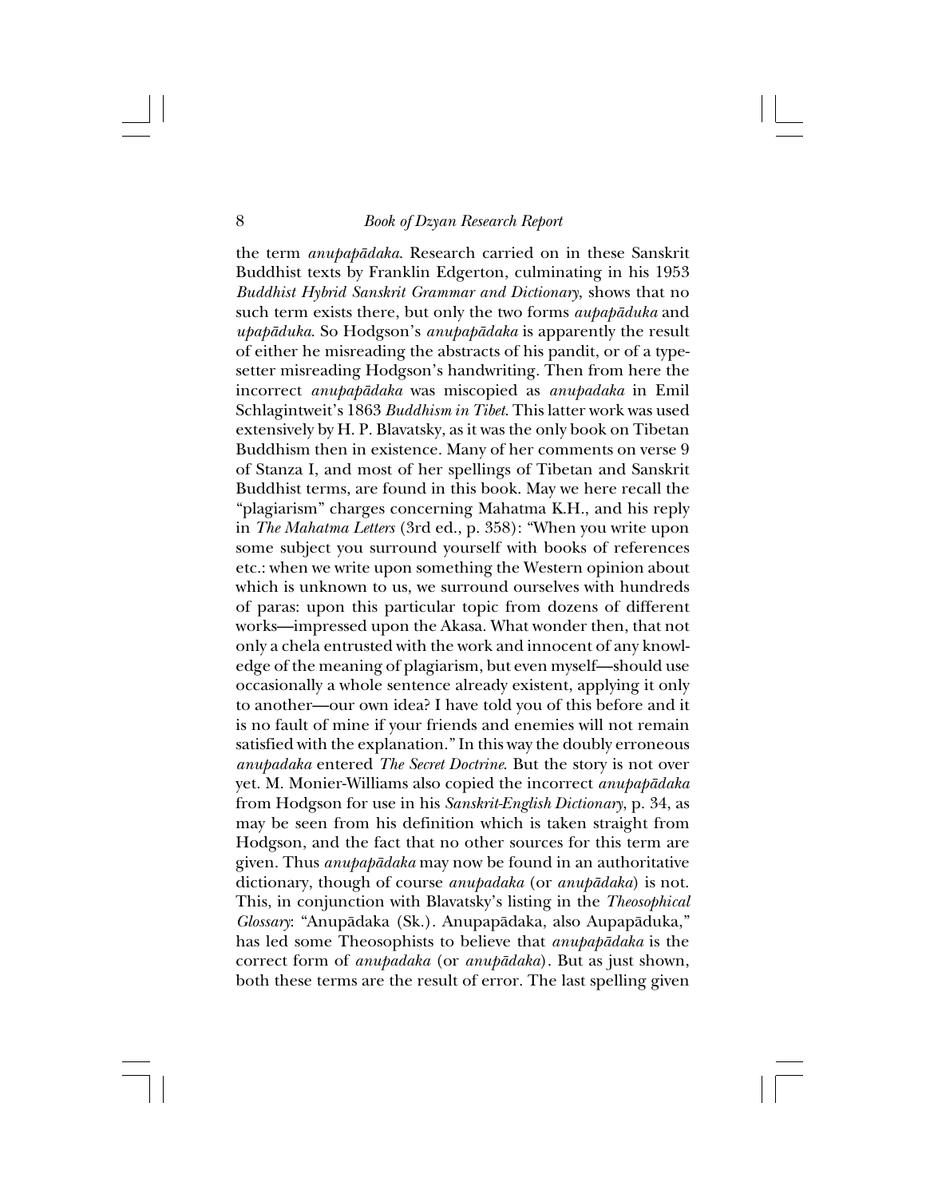the term *anupapādaka*. Research carried on in these Sanskrit Buddhist texts by Franklin Edgerton, culminating in his 1953 *Buddhist Hybrid Sanskrit Grammar and Dictionary*, shows that no such term exists there, but only the two forms *aupapāduka* and *upapāduka*. So Hodgson's *anupapādaka* is apparently the result of either he misreading the abstracts of his pandit, or of a typesetter misreading Hodgson's handwriting. Then from here the incorrect *anupapādaka* was miscopied as *anupadaka* in Emil Schlagintweit's 1863 *Buddhism in Tibet*. This latter work was used extensively by H. P. Blavatsky, as it was the only book on Tibetan Buddhism then in existence. Many of her comments on verse 9 of Stanza I, and most of her spellings of Tibetan and Sanskrit Buddhist terms, are found in this book. May we here recall the "plagiarism" charges concerning Mahatma K.H., and his reply in *The Mahatma Letters* (3rd ed., p. 358): "When you write upon some subject you surround yourself with books of references etc.: when we write upon something the Western opinion about which is unknown to us, we surround ourselves with hundreds of paras: upon this particular topic from dozens of different works—impressed upon the Akasa. What wonder then, that not only a chela entrusted with the work and innocent of any knowledge of the meaning of plagiarism, but even myself—should use occasionally a whole sentence already existent, applying it only to another—our own idea? I have told you of this before and it is no fault of mine if your friends and enemies will not remain satisfied with the explanation." In this way the doubly erroneous *anupadaka* entered *The Secret Doctrine*. But the story is not over yet. M. Monier-Williams also copied the incorrect *anupapādaka* from Hodgson for use in his *Sanskrit-English Dictionary*, p. 34, as may be seen from his definition which is taken straight from Hodgson, and the fact that no other sources for this term are given. Thus *anupapādaka* may now be found in an authoritative dictionary, though of course *anupadaka* (or *anupādaka*) is not. This, in conjunction with Blavatsky's listing in the *Theosophical Glossary*: "Anupādaka (Sk.). Anupapādaka, also Aupapāduka," has led some Theosophists to believe that *anupapādaka* is the correct form of *anupadaka* (or *anupādaka*). But as just shown, both these terms are the result of error. The last spelling given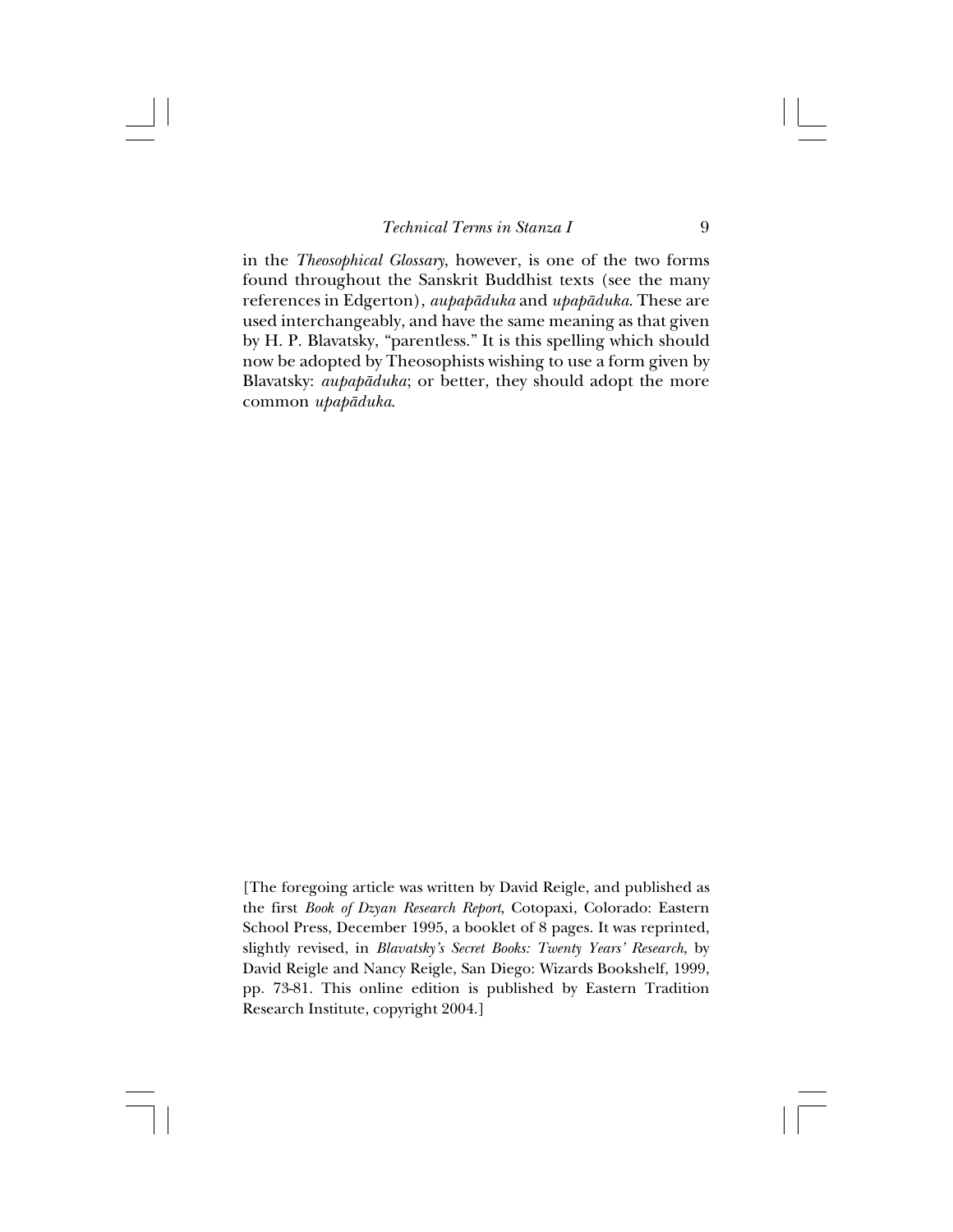in the *Theosophical Glossary*, however, is one of the two forms found throughout the Sanskrit Buddhist texts (see the many references in Edgerton), *aupapāduka* and *upapāduka*. These are used interchangeably, and have the same meaning as that given by H. P. Blavatsky, "parentless." It is this spelling which should now be adopted by Theosophists wishing to use a form given by Blavatsky: *aupapāduka*; or better, they should adopt the more common *upapāduka*.

[The foregoing article was written by David Reigle, and published as the first *Book of Dzyan Research Report*, Cotopaxi, Colorado: Eastern School Press, December 1995, a booklet of 8 pages. It was reprinted, slightly revised, in *Blavatsky's Secret Books: Twenty Years' Research*, by David Reigle and Nancy Reigle, San Diego: Wizards Bookshelf, 1999, pp. 73-81. This online edition is published by Eastern Tradition Research Institute, copyright 2004.]